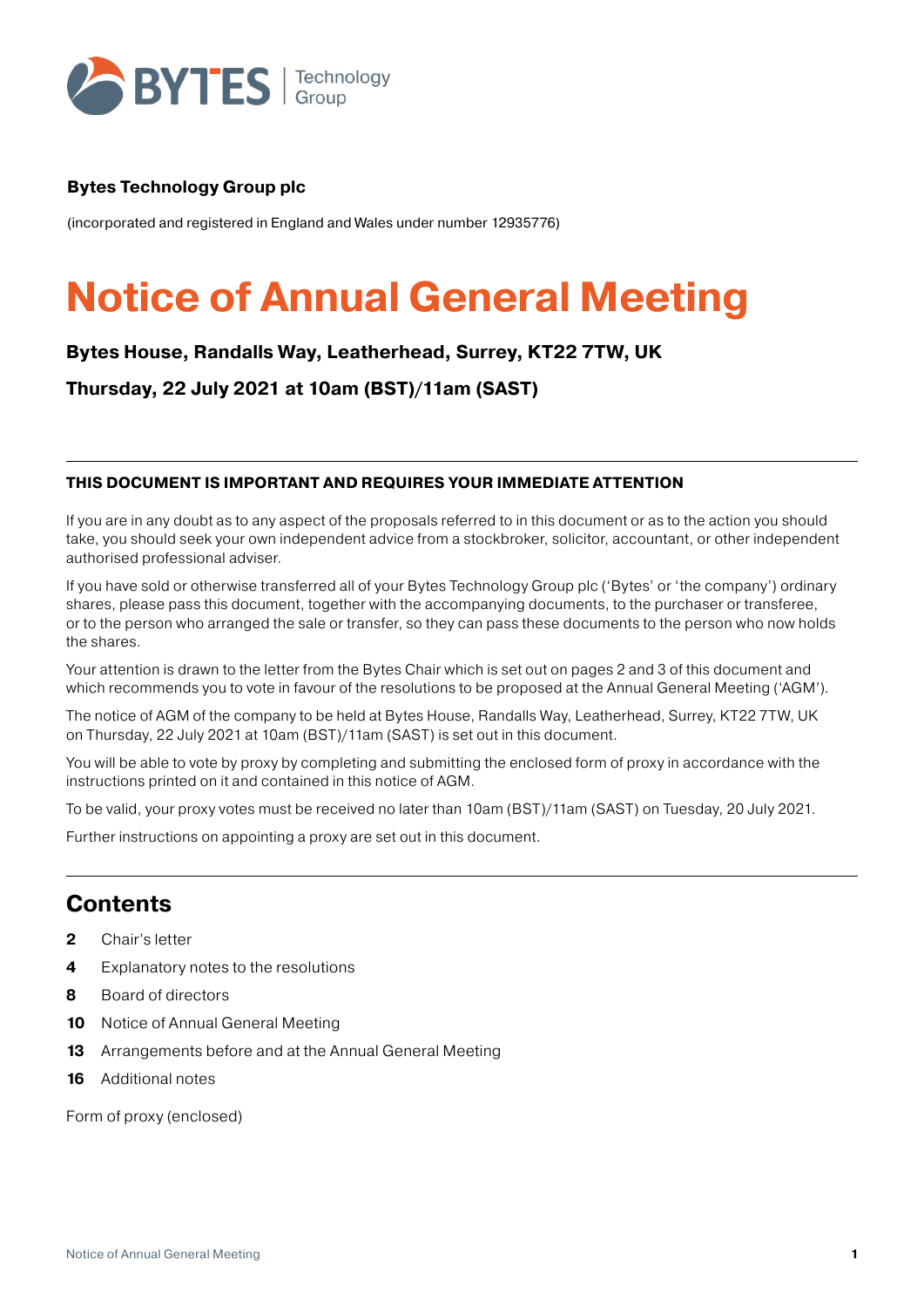Bytes Technology Group

**Bytes Technology Group plc**

(incorporated and registered in England and Wales under number 12935776)

# Notice of Annual General Meeting

**Bytes House, Randalls Way, Leatherhead, Surrey, KT22 7TW, UK**

**Thursday, 22 July 2021 at 10am (BST)/11am (SAST)**

---

**THIS DOCUMENT IS IMPORTANT AND REQUIRES YOUR IMMEDIATE ATTENTION**

If you are in any doubt as to any aspect of the proposals referred to in this document or as to the action you should take, you should seek your own independent advice from a stockbroker, solicitor, accountant, or other independent authorised professional adviser.

If you have sold or otherwise transferred all of your Bytes Technology Group plc ('Bytes' or 'the company') ordinary shares, please pass this document, together with the accompanying documents, to the purchaser or transferee, or to the person who arranged the sale or transfer, so they can pass these documents to the person who now holds the shares.

Your attention is drawn to the letter from the Bytes Chair which is set out on pages 2 and 3 of this document and which recommends you to vote in favour of the resolutions to be proposed at the Annual General Meeting ('AGM').

The notice of AGM of the company to be held at Bytes House, Randalls Way, Leatherhead, Surrey, KT22 7TW, UK on Thursday, 22 July 2021 at 10am (BST)/11am (SAST) is set out in this document.

You will be able to vote by proxy by completing and submitting the enclosed form of proxy in accordance with the instructions printed on it and contained in this notice of AGM.

To be valid, your proxy votes must be received no later than 10am (BST)/11am (SAST) on Tuesday, 20 July 2021.

Further instructions on appointing a proxy are set out in this document.

---

## Contents

- **2** Chair's letter
- **4** Explanatory notes to the resolutions
- **8** Board of directors
- **10** Notice of Annual General Meeting
- **13** Arrangements before and at the Annual General Meeting
- **16** Additional notes

Form of proxy (enclosed)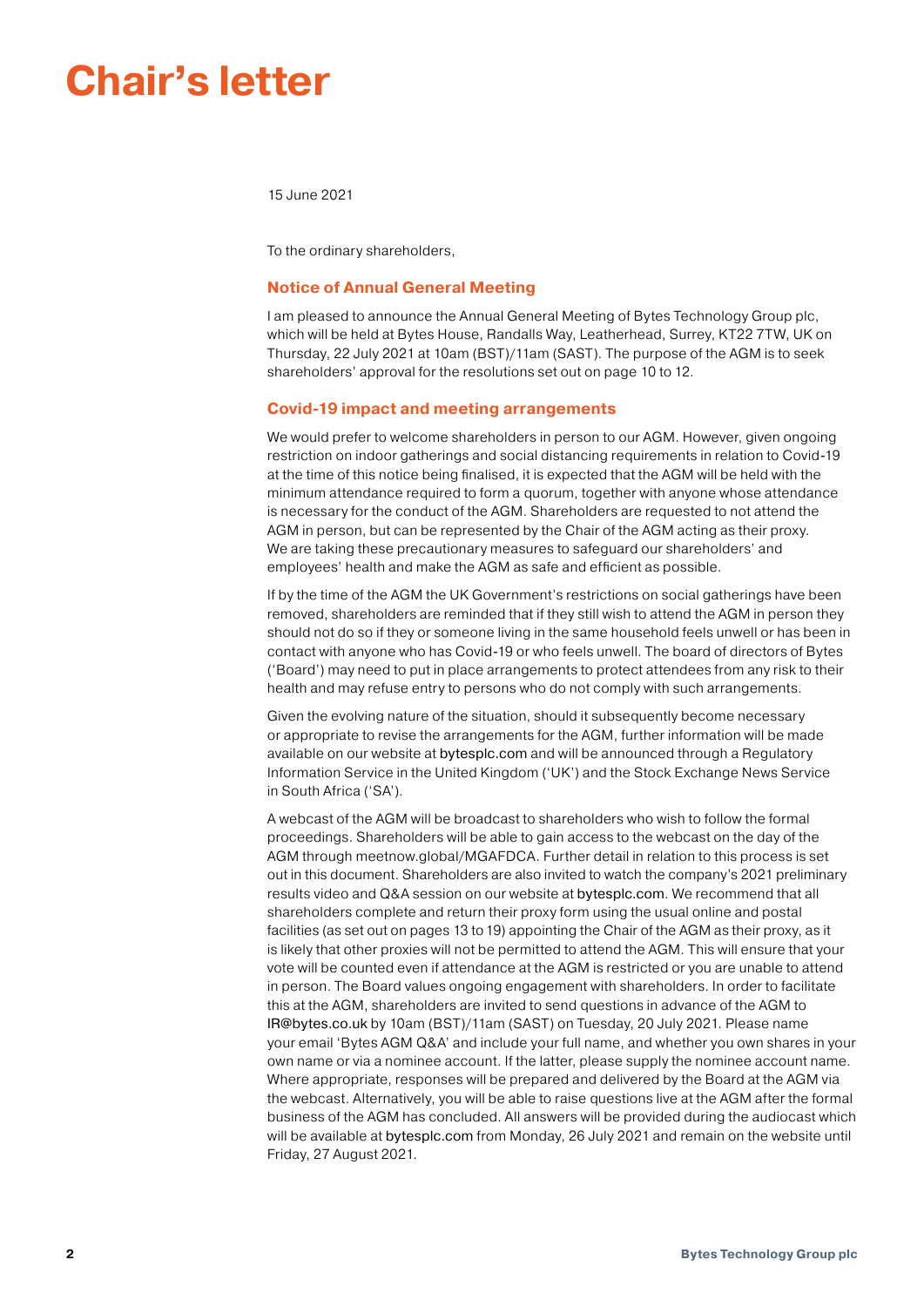# Chair's letter

15 June 2021

To the ordinary shareholders,

## Notice of Annual General Meeting

I am pleased to announce the Annual General Meeting of Bytes Technology Group plc, which will be held at Bytes House, Randalls Way, Leatherhead, Surrey, KT22 7TW, UK on Thursday, 22 July 2021 at 10am (BST)/11am (SAST). The purpose of the AGM is to seek shareholders' approval for the resolutions set out on page 10 to 12.

## Covid-19 impact and meeting arrangements

We would prefer to welcome shareholders in person to our AGM. However, given ongoing restriction on indoor gatherings and social distancing requirements in relation to Covid-19 at the time of this notice being finalised, it is expected that the AGM will be held with the minimum attendance required to form a quorum, together with anyone whose attendance is necessary for the conduct of the AGM. Shareholders are requested to not attend the AGM in person, but can be represented by the Chair of the AGM acting as their proxy. We are taking these precautionary measures to safeguard our shareholders' and employees' health and make the AGM as safe and efficient as possible.

If by the time of the AGM the UK Government's restrictions on social gatherings have been removed, shareholders are reminded that if they still wish to attend the AGM in person they should not do so if they or someone living in the same household feels unwell or has been in contact with anyone who has Covid-19 or who feels unwell. The board of directors of Bytes ('Board') may need to put in place arrangements to protect attendees from any risk to their health and may refuse entry to persons who do not comply with such arrangements.

Given the evolving nature of the situation, should it subsequently become necessary or appropriate to revise the arrangements for the AGM, further information will be made available on our website at bytesplc.com and will be announced through a Regulatory Information Service in the United Kingdom ('UK') and the Stock Exchange News Service in South Africa ('SA').

A webcast of the AGM will be broadcast to shareholders who wish to follow the formal proceedings. Shareholders will be able to gain access to the webcast on the day of the AGM through meetnow.global/MGAFDCA. Further detail in relation to this process is set out in this document. Shareholders are also invited to watch the company's 2021 preliminary results video and Q&A session on our website at bytesplc.com. We recommend that all shareholders complete and return their proxy form using the usual online and postal facilities (as set out on pages 13 to 19) appointing the Chair of the AGM as their proxy, as it is likely that other proxies will not be permitted to attend the AGM. This will ensure that your vote will be counted even if attendance at the AGM is restricted or you are unable to attend in person. The Board values ongoing engagement with shareholders. In order to facilitate this at the AGM, shareholders are invited to send questions in advance of the AGM to IR@bytes.co.uk by 10am (BST)/11am (SAST) on Tuesday, 20 July 2021. Please name your email 'Bytes AGM Q&A' and include your full name, and whether you own shares in your own name or via a nominee account. If the latter, please supply the nominee account name. Where appropriate, responses will be prepared and delivered by the Board at the AGM via the webcast. Alternatively, you will be able to raise questions live at the AGM after the formal business of the AGM has concluded. All answers will be provided during the audiocast which will be available at bytesplc.com from Monday, 26 July 2021 and remain on the website until Friday, 27 August 2021.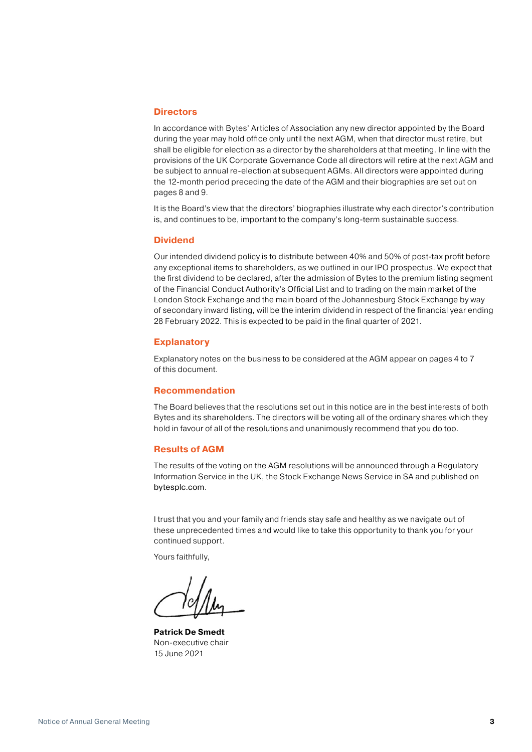## Directors

In accordance with Bytes' Articles of Association any new director appointed by the Board during the year may hold office only until the next AGM, when that director must retire, but shall be eligible for election as a director by the shareholders at that meeting. In line with the provisions of the UK Corporate Governance Code all directors will retire at the next AGM and be subject to annual re-election at subsequent AGMs. All directors were appointed during the 12-month period preceding the date of the AGM and their biographies are set out on pages 8 and 9.

It is the Board's view that the directors' biographies illustrate why each director's contribution is, and continues to be, important to the company's long-term sustainable success.

## Dividend

Our intended dividend policy is to distribute between 40% and 50% of post-tax profit before any exceptional items to shareholders, as we outlined in our IPO prospectus. We expect that the first dividend to be declared, after the admission of Bytes to the premium listing segment of the Financial Conduct Authority's Official List and to trading on the main market of the London Stock Exchange and the main board of the Johannesburg Stock Exchange by way of secondary inward listing, will be the interim dividend in respect of the financial year ending 28 February 2022. This is expected to be paid in the final quarter of 2021.

## Explanatory

Explanatory notes on the business to be considered at the AGM appear on pages 4 to 7 of this document.

## Recommendation

The Board believes that the resolutions set out in this notice are in the best interests of both Bytes and its shareholders. The directors will be voting all of the ordinary shares which they hold in favour of all of the resolutions and unanimously recommend that you do too.

## Results of AGM

The results of the voting on the AGM resolutions will be announced through a Regulatory Information Service in the UK, the Stock Exchange News Service in SA and published on bytesplc.com.

I trust that you and your family and friends stay safe and healthy as we navigate out of these unprecedented times and would like to take this opportunity to thank you for your continued support.

Yours faithfully,

**Patrick De Smedt**
Non-executive chair
15 June 2021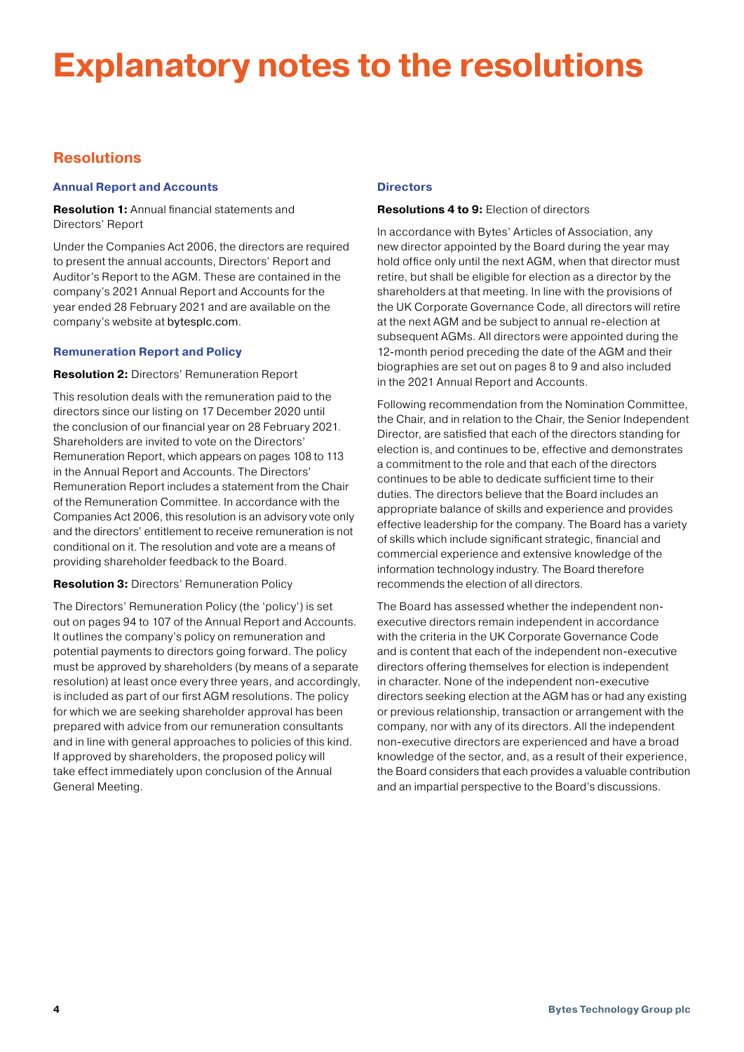# Explanatory notes to the resolutions

## Resolutions

### Annual Report and Accounts

**Resolution 1:** Annual financial statements and Directors' Report

Under the Companies Act 2006, the directors are required to present the annual accounts, Directors' Report and Auditor's Report to the AGM. These are contained in the company's 2021 Annual Report and Accounts for the year ended 28 February 2021 and are available on the company's website at bytesplc.com.

### Remuneration Report and Policy

**Resolution 2:** Directors' Remuneration Report

This resolution deals with the remuneration paid to the directors since our listing on 17 December 2020 until the conclusion of our financial year on 28 February 2021. Shareholders are invited to vote on the Directors' Remuneration Report, which appears on pages 108 to 113 in the Annual Report and Accounts. The Directors' Remuneration Report includes a statement from the Chair of the Remuneration Committee. In accordance with the Companies Act 2006, this resolution is an advisory vote only and the directors' entitlement to receive remuneration is not conditional on it. The resolution and vote are a means of providing shareholder feedback to the Board.

**Resolution 3:** Directors' Remuneration Policy

The Directors' Remuneration Policy (the 'policy') is set out on pages 94 to 107 of the Annual Report and Accounts. It outlines the company's policy on remuneration and potential payments to directors going forward. The policy must be approved by shareholders (by means of a separate resolution) at least once every three years, and accordingly, is included as part of our first AGM resolutions. The policy for which we are seeking shareholder approval has been prepared with advice from our remuneration consultants and in line with general approaches to policies of this kind. If approved by shareholders, the proposed policy will take effect immediately upon conclusion of the Annual General Meeting.

### Directors

**Resolutions 4 to 9:** Election of directors

In accordance with Bytes' Articles of Association, any new director appointed by the Board during the year may hold office only until the next AGM, when that director must retire, but shall be eligible for election as a director by the shareholders at that meeting. In line with the provisions of the UK Corporate Governance Code, all directors will retire at the next AGM and be subject to annual re-election at subsequent AGMs. All directors were appointed during the 12-month period preceding the date of the AGM and their biographies are set out on pages 8 to 9 and also included in the 2021 Annual Report and Accounts.

Following recommendation from the Nomination Committee, the Chair, and in relation to the Chair, the Senior Independent Director, are satisfied that each of the directors standing for election is, and continues to be, effective and demonstrates a commitment to the role and that each of the directors continues to be able to dedicate sufficient time to their duties. The directors believe that the Board includes an appropriate balance of skills and experience and provides effective leadership for the company. The Board has a variety of skills which include significant strategic, financial and commercial experience and extensive knowledge of the information technology industry. The Board therefore recommends the election of all directors.

The Board has assessed whether the independent non-executive directors remain independent in accordance with the criteria in the UK Corporate Governance Code and is content that each of the independent non-executive directors offering themselves for election is independent in character. None of the independent non-executive directors seeking election at the AGM has or had any existing or previous relationship, transaction or arrangement with the company, nor with any of its directors. All the independent non-executive directors are experienced and have a broad knowledge of the sector, and, as a result of their experience, the Board considers that each provides a valuable contribution and an impartial perspective to the Board's discussions.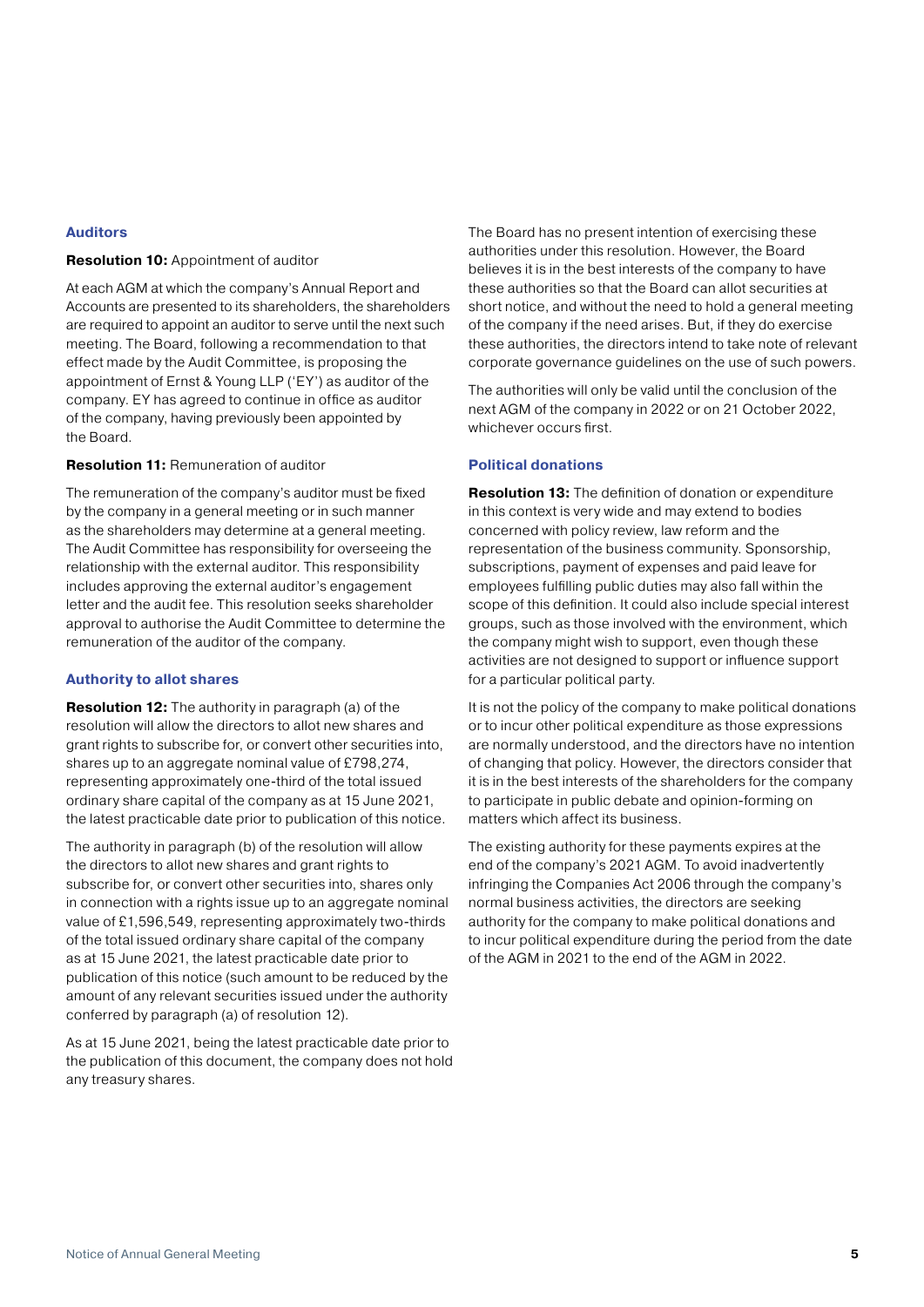## Auditors

**Resolution 10:** Appointment of auditor

At each AGM at which the company's Annual Report and Accounts are presented to its shareholders, the shareholders are required to appoint an auditor to serve until the next such meeting. The Board, following a recommendation to that effect made by the Audit Committee, is proposing the appointment of Ernst & Young LLP ('EY') as auditor of the company. EY has agreed to continue in office as auditor of the company, having previously been appointed by the Board.

**Resolution 11:** Remuneration of auditor

The remuneration of the company's auditor must be fixed by the company in a general meeting or in such manner as the shareholders may determine at a general meeting. The Audit Committee has responsibility for overseeing the relationship with the external auditor. This responsibility includes approving the external auditor's engagement letter and the audit fee. This resolution seeks shareholder approval to authorise the Audit Committee to determine the remuneration of the auditor of the company.

## Authority to allot shares

**Resolution 12:** The authority in paragraph (a) of the resolution will allow the directors to allot new shares and grant rights to subscribe for, or convert other securities into, shares up to an aggregate nominal value of £798,274, representing approximately one-third of the total issued ordinary share capital of the company as at 15 June 2021, the latest practicable date prior to publication of this notice.

The authority in paragraph (b) of the resolution will allow the directors to allot new shares and grant rights to subscribe for, or convert other securities into, shares only in connection with a rights issue up to an aggregate nominal value of £1,596,549, representing approximately two-thirds of the total issued ordinary share capital of the company as at 15 June 2021, the latest practicable date prior to publication of this notice (such amount to be reduced by the amount of any relevant securities issued under the authority conferred by paragraph (a) of resolution 12).

As at 15 June 2021, being the latest practicable date prior to the publication of this document, the company does not hold any treasury shares.

The Board has no present intention of exercising these authorities under this resolution. However, the Board believes it is in the best interests of the company to have these authorities so that the Board can allot securities at short notice, and without the need to hold a general meeting of the company if the need arises. But, if they do exercise these authorities, the directors intend to take note of relevant corporate governance guidelines on the use of such powers.

The authorities will only be valid until the conclusion of the next AGM of the company in 2022 or on 21 October 2022, whichever occurs first.

## Political donations

**Resolution 13:** The definition of donation or expenditure in this context is very wide and may extend to bodies concerned with policy review, law reform and the representation of the business community. Sponsorship, subscriptions, payment of expenses and paid leave for employees fulfilling public duties may also fall within the scope of this definition. It could also include special interest groups, such as those involved with the environment, which the company might wish to support, even though these activities are not designed to support or influence support for a particular political party.

It is not the policy of the company to make political donations or to incur other political expenditure as those expressions are normally understood, and the directors have no intention of changing that policy. However, the directors consider that it is in the best interests of the shareholders for the company to participate in public debate and opinion-forming on matters which affect its business.

The existing authority for these payments expires at the end of the company's 2021 AGM. To avoid inadvertently infringing the Companies Act 2006 through the company's normal business activities, the directors are seeking authority for the company to make political donations and to incur political expenditure during the period from the date of the AGM in 2021 to the end of the AGM in 2022.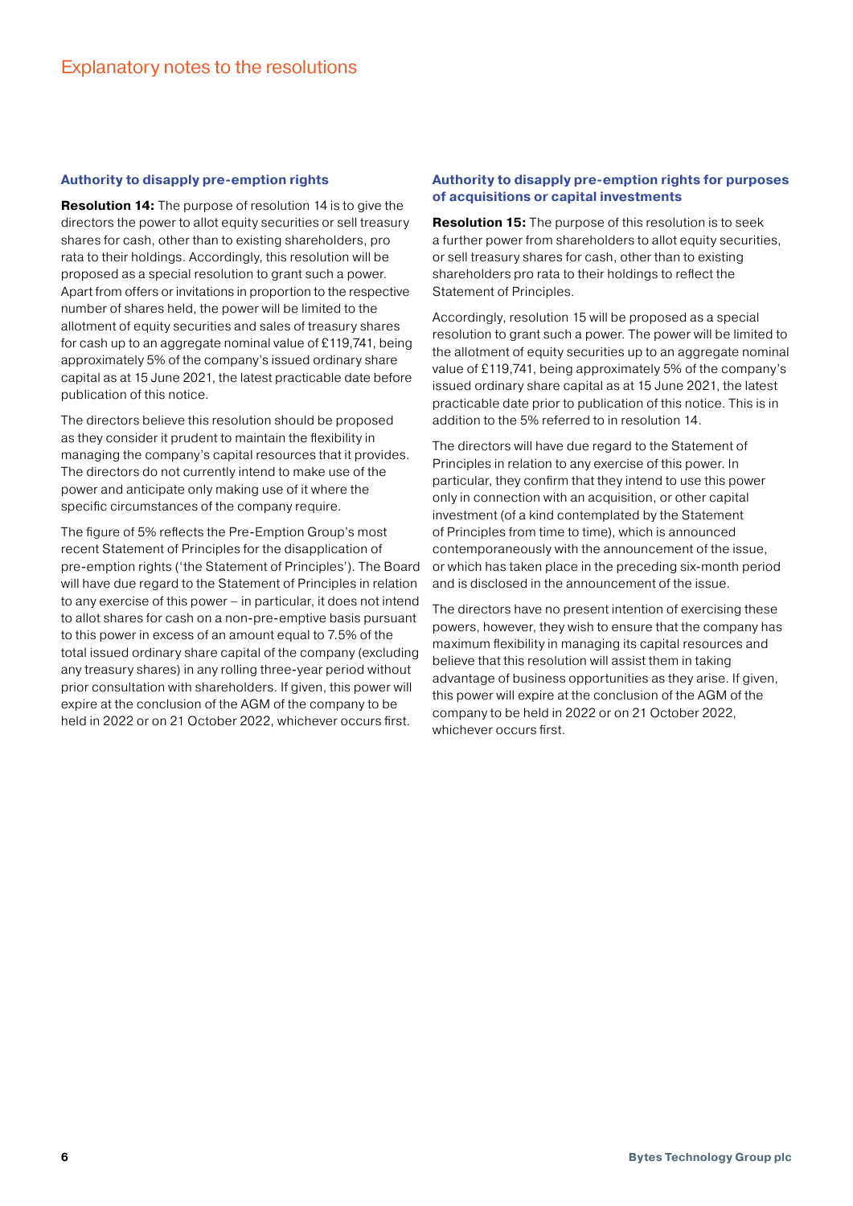# Explanatory notes to the resolutions

## Authority to disapply pre-emption rights

**Resolution 14:** The purpose of resolution 14 is to give the directors the power to allot equity securities or sell treasury shares for cash, other than to existing shareholders, pro rata to their holdings. Accordingly, this resolution will be proposed as a special resolution to grant such a power. Apart from offers or invitations in proportion to the respective number of shares held, the power will be limited to the allotment of equity securities and sales of treasury shares for cash up to an aggregate nominal value of £119,741, being approximately 5% of the company's issued ordinary share capital as at 15 June 2021, the latest practicable date before publication of this notice.

The directors believe this resolution should be proposed as they consider it prudent to maintain the flexibility in managing the company's capital resources that it provides. The directors do not currently intend to make use of the power and anticipate only making use of it where the specific circumstances of the company require.

The figure of 5% reflects the Pre-Emption Group's most recent Statement of Principles for the disapplication of pre-emption rights ('the Statement of Principles'). The Board will have due regard to the Statement of Principles in relation to any exercise of this power – in particular, it does not intend to allot shares for cash on a non-pre-emptive basis pursuant to this power in excess of an amount equal to 7.5% of the total issued ordinary share capital of the company (excluding any treasury shares) in any rolling three-year period without prior consultation with shareholders. If given, this power will expire at the conclusion of the AGM of the company to be held in 2022 or on 21 October 2022, whichever occurs first.

## Authority to disapply pre-emption rights for purposes of acquisitions or capital investments

**Resolution 15:** The purpose of this resolution is to seek a further power from shareholders to allot equity securities, or sell treasury shares for cash, other than to existing shareholders pro rata to their holdings to reflect the Statement of Principles.

Accordingly, resolution 15 will be proposed as a special resolution to grant such a power. The power will be limited to the allotment of equity securities up to an aggregate nominal value of £119,741, being approximately 5% of the company's issued ordinary share capital as at 15 June 2021, the latest practicable date prior to publication of this notice. This is in addition to the 5% referred to in resolution 14.

The directors will have due regard to the Statement of Principles in relation to any exercise of this power. In particular, they confirm that they intend to use this power only in connection with an acquisition, or other capital investment (of a kind contemplated by the Statement of Principles from time to time), which is announced contemporaneously with the announcement of the issue, or which has taken place in the preceding six-month period and is disclosed in the announcement of the issue.

The directors have no present intention of exercising these powers, however, they wish to ensure that the company has maximum flexibility in managing its capital resources and believe that this resolution will assist them in taking advantage of business opportunities as they arise. If given, this power will expire at the conclusion of the AGM of the company to be held in 2022 or on 21 October 2022, whichever occurs first.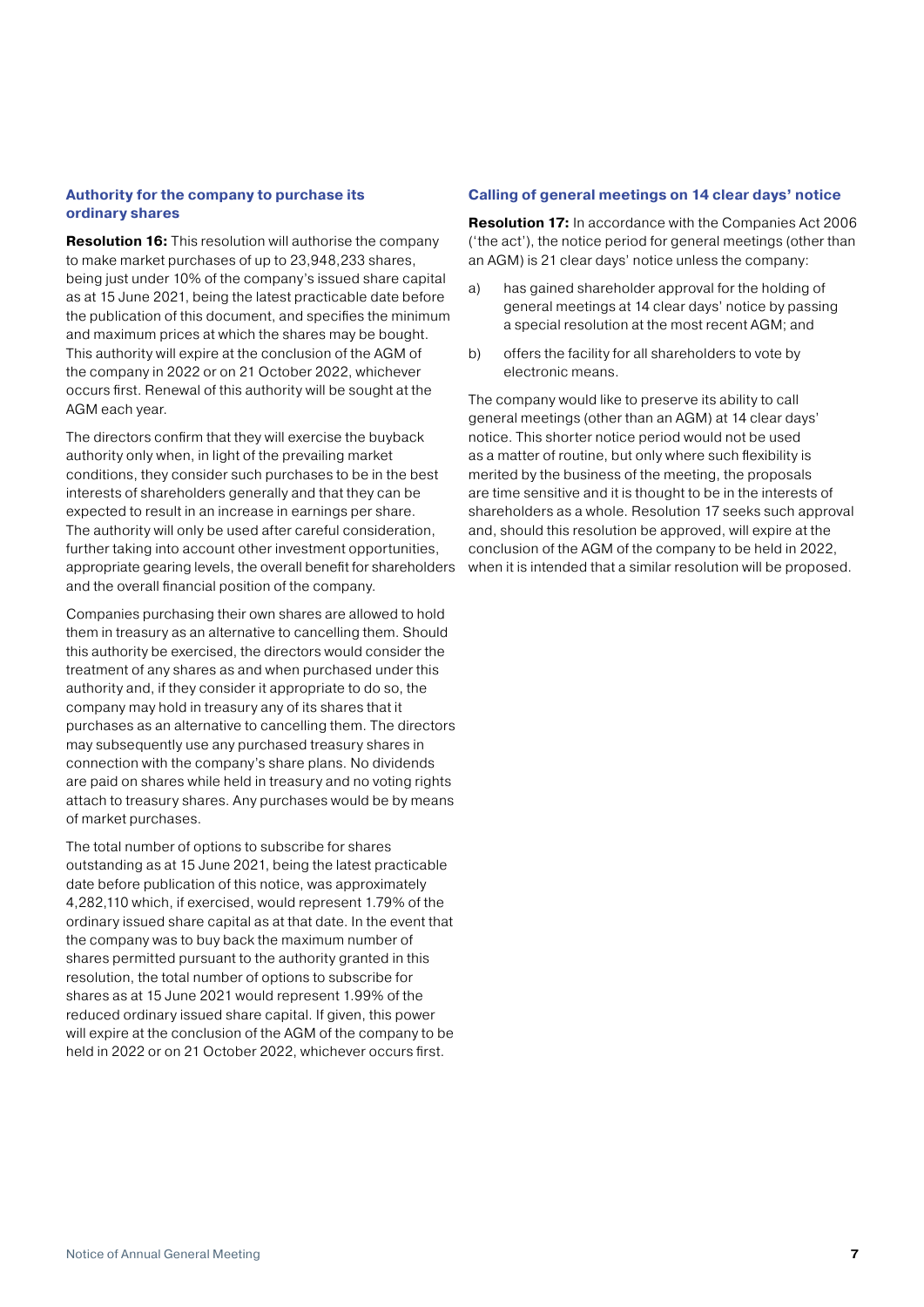### Authority for the company to purchase its ordinary shares

**Resolution 16:** This resolution will authorise the company to make market purchases of up to 23,948,233 shares, being just under 10% of the company's issued share capital as at 15 June 2021, being the latest practicable date before the publication of this document, and specifies the minimum and maximum prices at which the shares may be bought. This authority will expire at the conclusion of the AGM of the company in 2022 or on 21 October 2022, whichever occurs first. Renewal of this authority will be sought at the AGM each year.

The directors confirm that they will exercise the buyback authority only when, in light of the prevailing market conditions, they consider such purchases to be in the best interests of shareholders generally and that they can be expected to result in an increase in earnings per share. The authority will only be used after careful consideration, further taking into account other investment opportunities, appropriate gearing levels, the overall benefit for shareholders and the overall financial position of the company.

Companies purchasing their own shares are allowed to hold them in treasury as an alternative to cancelling them. Should this authority be exercised, the directors would consider the treatment of any shares as and when purchased under this authority and, if they consider it appropriate to do so, the company may hold in treasury any of its shares that it purchases as an alternative to cancelling them. The directors may subsequently use any purchased treasury shares in connection with the company's share plans. No dividends are paid on shares while held in treasury and no voting rights attach to treasury shares. Any purchases would be by means of market purchases.

The total number of options to subscribe for shares outstanding as at 15 June 2021, being the latest practicable date before publication of this notice, was approximately 4,282,110 which, if exercised, would represent 1.79% of the ordinary issued share capital as at that date. In the event that the company was to buy back the maximum number of shares permitted pursuant to the authority granted in this resolution, the total number of options to subscribe for shares as at 15 June 2021 would represent 1.99% of the reduced ordinary issued share capital. If given, this power will expire at the conclusion of the AGM of the company to be held in 2022 or on 21 October 2022, whichever occurs first.

### Calling of general meetings on 14 clear days' notice

**Resolution 17:** In accordance with the Companies Act 2006 ('the act'), the notice period for general meetings (other than an AGM) is 21 clear days' notice unless the company:

a) has gained shareholder approval for the holding of general meetings at 14 clear days' notice by passing a special resolution at the most recent AGM; and

b) offers the facility for all shareholders to vote by electronic means.

The company would like to preserve its ability to call general meetings (other than an AGM) at 14 clear days' notice. This shorter notice period would not be used as a matter of routine, but only where such flexibility is merited by the business of the meeting, the proposals are time sensitive and it is thought to be in the interests of shareholders as a whole. Resolution 17 seeks such approval and, should this resolution be approved, will expire at the conclusion of the AGM of the company to be held in 2022, when it is intended that a similar resolution will be proposed.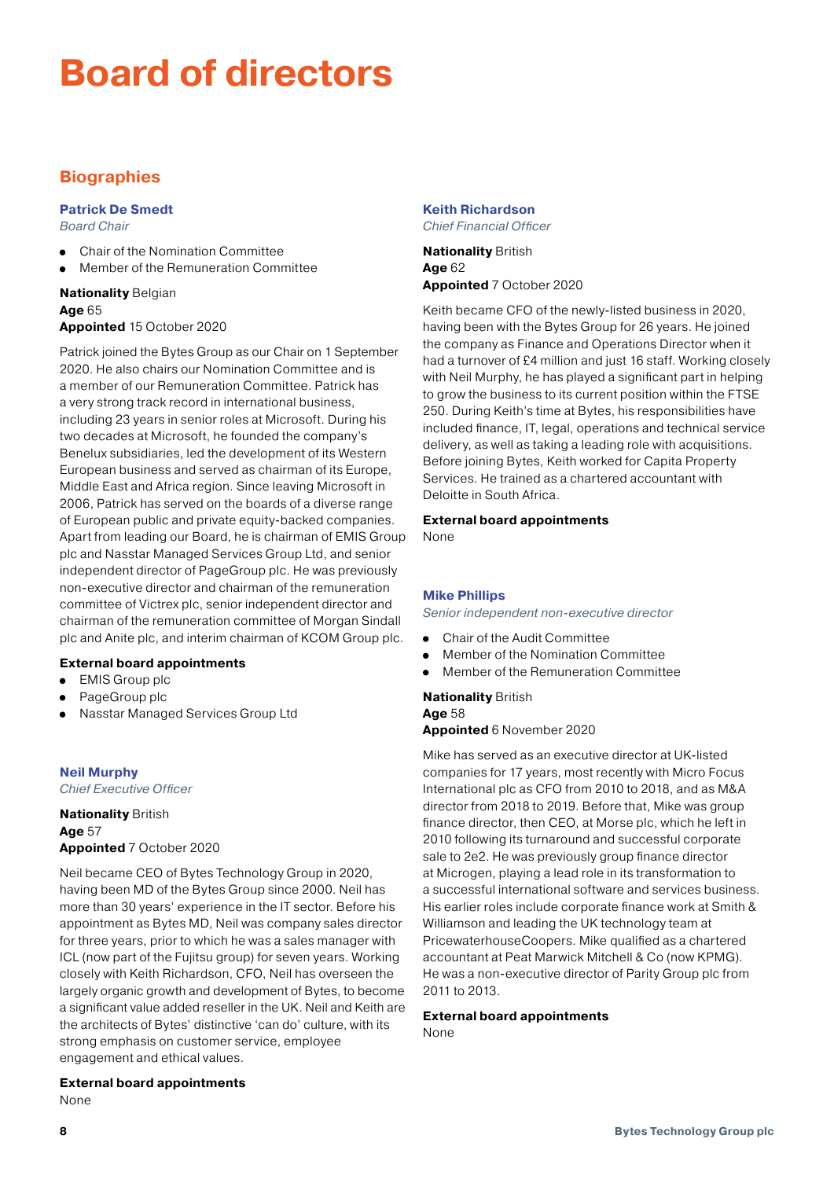# Board of directors

## Biographies

### Patrick De Smedt

*Board Chair*

- Chair of the Nomination Committee
- Member of the Remuneration Committee

**Nationality** Belgian
**Age** 65
**Appointed** 15 October 2020

Patrick joined the Bytes Group as our Chair on 1 September 2020. He also chairs our Nomination Committee and is a member of our Remuneration Committee. Patrick has a very strong track record in international business, including 23 years in senior roles at Microsoft. During his two decades at Microsoft, he founded the company's Benelux subsidiaries, led the development of its Western European business and served as chairman of its Europe, Middle East and Africa region. Since leaving Microsoft in 2006, Patrick has served on the boards of a diverse range of European public and private equity-backed companies. Apart from leading our Board, he is chairman of EMIS Group plc and Nasstar Managed Services Group Ltd, and senior independent director of PageGroup plc. He was previously non-executive director and chairman of the remuneration committee of Victrex plc, senior independent director and chairman of the remuneration committee of Morgan Sindall plc and Anite plc, and interim chairman of KCOM Group plc.

**External board appointments**

- EMIS Group plc
- PageGroup plc
- Nasstar Managed Services Group Ltd

### Neil Murphy

*Chief Executive Officer*

**Nationality** British
**Age** 57
**Appointed** 7 October 2020

Neil became CEO of Bytes Technology Group in 2020, having been MD of the Bytes Group since 2000. Neil has more than 30 years' experience in the IT sector. Before his appointment as Bytes MD, Neil was company sales director for three years, prior to which he was a sales manager with ICL (now part of the Fujitsu group) for seven years. Working closely with Keith Richardson, CFO, Neil has overseen the largely organic growth and development of Bytes, to become a significant value added reseller in the UK. Neil and Keith are the architects of Bytes' distinctive 'can do' culture, with its strong emphasis on customer service, employee engagement and ethical values.

**External board appointments**
None

### Keith Richardson

*Chief Financial Officer*

**Nationality** British
**Age** 62
**Appointed** 7 October 2020

Keith became CFO of the newly-listed business in 2020, having been with the Bytes Group for 26 years. He joined the company as Finance and Operations Director when it had a turnover of £4 million and just 16 staff. Working closely with Neil Murphy, he has played a significant part in helping to grow the business to its current position within the FTSE 250. During Keith's time at Bytes, his responsibilities have included finance, IT, legal, operations and technical service delivery, as well as taking a leading role with acquisitions. Before joining Bytes, Keith worked for Capita Property Services. He trained as a chartered accountant with Deloitte in South Africa.

**External board appointments**
None

### Mike Phillips

*Senior independent non-executive director*

- Chair of the Audit Committee
- Member of the Nomination Committee
- Member of the Remuneration Committee

**Nationality** British
**Age** 58
**Appointed** 6 November 2020

Mike has served as an executive director at UK-listed companies for 17 years, most recently with Micro Focus International plc as CFO from 2010 to 2018, and as M&A director from 2018 to 2019. Before that, Mike was group finance director, then CEO, at Morse plc, which he left in 2010 following its turnaround and successful corporate sale to 2e2. He was previously group finance director at Microgen, playing a lead role in its transformation to a successful international software and services business. His earlier roles include corporate finance work at Smith & Williamson and leading the UK technology team at PricewaterhouseCoopers. Mike qualified as a chartered accountant at Peat Marwick Mitchell & Co (now KPMG). He was a non-executive director of Parity Group plc from 2011 to 2013.

**External board appointments**
None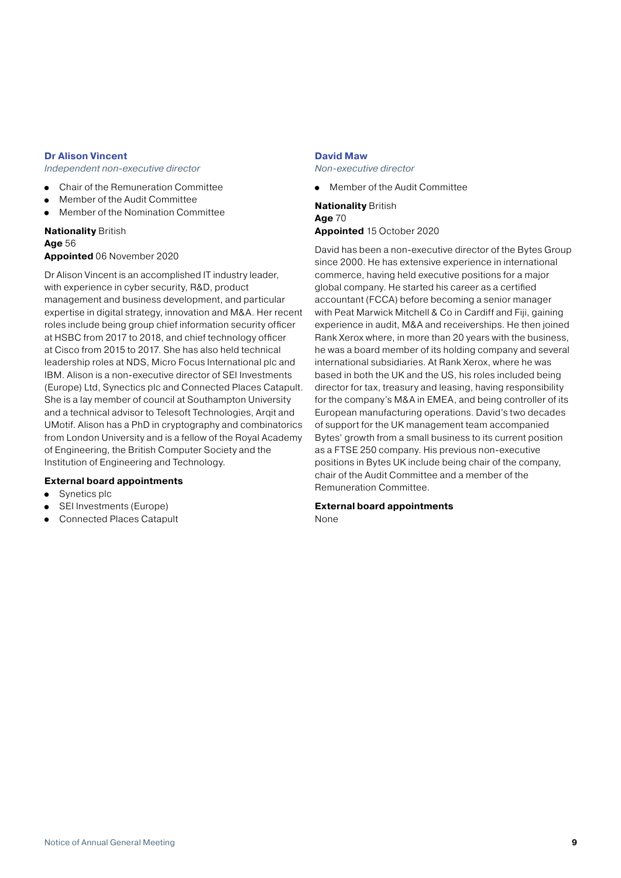### Dr Alison Vincent

*Independent non-executive director*

- Chair of the Remuneration Committee
- Member of the Audit Committee
- Member of the Nomination Committee

**Nationality** British
**Age** 56
**Appointed** 06 November 2020

Dr Alison Vincent is an accomplished IT industry leader, with experience in cyber security, R&D, product management and business development, and particular expertise in digital strategy, innovation and M&A. Her recent roles include being group chief information security officer at HSBC from 2017 to 2018, and chief technology officer at Cisco from 2015 to 2017. She has also held technical leadership roles at NDS, Micro Focus International plc and IBM. Alison is a non-executive director of SEI Investments (Europe) Ltd, Synectics plc and Connected Places Catapult. She is a lay member of council at Southampton University and a technical advisor to Telesoft Technologies, Arqit and UMotif. Alison has a PhD in cryptography and combinatorics from London University and is a fellow of the Royal Academy of Engineering, the British Computer Society and the Institution of Engineering and Technology.

**External board appointments**

- Synetics plc
- SEI Investments (Europe)
- Connected Places Catapult

### David Maw

*Non-executive director*

- Member of the Audit Committee

**Nationality** British
**Age** 70
**Appointed** 15 October 2020

David has been a non-executive director of the Bytes Group since 2000. He has extensive experience in international commerce, having held executive positions for a major global company. He started his career as a certified accountant (FCCA) before becoming a senior manager with Peat Marwick Mitchell & Co in Cardiff and Fiji, gaining experience in audit, M&A and receiverships. He then joined Rank Xerox where, in more than 20 years with the business, he was a board member of its holding company and several international subsidiaries. At Rank Xerox, where he was based in both the UK and the US, his roles included being director for tax, treasury and leasing, having responsibility for the company's M&A in EMEA, and being controller of its European manufacturing operations. David's two decades of support for the UK management team accompanied Bytes' growth from a small business to its current position as a FTSE 250 company. His previous non-executive positions in Bytes UK include being chair of the company, chair of the Audit Committee and a member of the Remuneration Committee.

**External board appointments**

None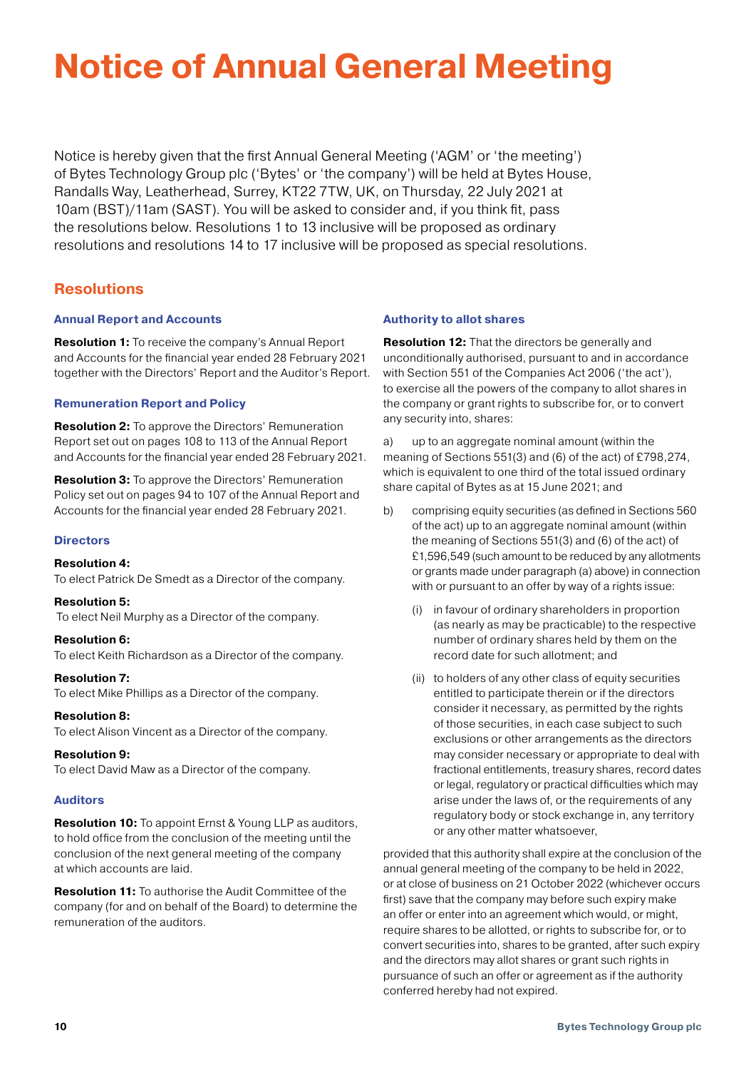# Notice of Annual General Meeting

Notice is hereby given that the first Annual General Meeting ('AGM' or 'the meeting') of Bytes Technology Group plc ('Bytes' or 'the company') will be held at Bytes House, Randalls Way, Leatherhead, Surrey, KT22 7TW, UK, on Thursday, 22 July 2021 at 10am (BST)/11am (SAST). You will be asked to consider and, if you think fit, pass the resolutions below. Resolutions 1 to 13 inclusive will be proposed as ordinary resolutions and resolutions 14 to 17 inclusive will be proposed as special resolutions.

## Resolutions

### Annual Report and Accounts

**Resolution 1:** To receive the company's Annual Report and Accounts for the financial year ended 28 February 2021 together with the Directors' Report and the Auditor's Report.

### Remuneration Report and Policy

**Resolution 2:** To approve the Directors' Remuneration Report set out on pages 108 to 113 of the Annual Report and Accounts for the financial year ended 28 February 2021.

**Resolution 3:** To approve the Directors' Remuneration Policy set out on pages 94 to 107 of the Annual Report and Accounts for the financial year ended 28 February 2021.

### Directors

**Resolution 4:**
To elect Patrick De Smedt as a Director of the company.

**Resolution 5:**
To elect Neil Murphy as a Director of the company.

**Resolution 6:**
To elect Keith Richardson as a Director of the company.

**Resolution 7:**
To elect Mike Phillips as a Director of the company.

**Resolution 8:**
To elect Alison Vincent as a Director of the company.

**Resolution 9:**
To elect David Maw as a Director of the company.

### Auditors

**Resolution 10:** To appoint Ernst & Young LLP as auditors, to hold office from the conclusion of the meeting until the conclusion of the next general meeting of the company at which accounts are laid.

**Resolution 11:** To authorise the Audit Committee of the company (for and on behalf of the Board) to determine the remuneration of the auditors.

### Authority to allot shares

**Resolution 12:** That the directors be generally and unconditionally authorised, pursuant to and in accordance with Section 551 of the Companies Act 2006 ('the act'), to exercise all the powers of the company to allot shares in the company or grant rights to subscribe for, or to convert any security into, shares:

a) up to an aggregate nominal amount (within the meaning of Sections 551(3) and (6) of the act) of £798,274, which is equivalent to one third of the total issued ordinary share capital of Bytes as at 15 June 2021; and

b) comprising equity securities (as defined in Sections 560 of the act) up to an aggregate nominal amount (within the meaning of Sections 551(3) and (6) of the act) of £1,596,549 (such amount to be reduced by any allotments or grants made under paragraph (a) above) in connection with or pursuant to an offer by way of a rights issue:

   (i) in favour of ordinary shareholders in proportion (as nearly as may be practicable) to the respective number of ordinary shares held by them on the record date for such allotment; and

   (ii) to holders of any other class of equity securities entitled to participate therein or if the directors consider it necessary, as permitted by the rights of those securities, in each case subject to such exclusions or other arrangements as the directors may consider necessary or appropriate to deal with fractional entitlements, treasury shares, record dates or legal, regulatory or practical difficulties which may arise under the laws of, or the requirements of any regulatory body or stock exchange in, any territory or any other matter whatsoever,

provided that this authority shall expire at the conclusion of the annual general meeting of the company to be held in 2022, or at close of business on 21 October 2022 (whichever occurs first) save that the company may before such expiry make an offer or enter into an agreement which would, or might, require shares to be allotted, or rights to subscribe for, or to convert securities into, shares to be granted, after such expiry and the directors may allot shares or grant such rights in pursuance of such an offer or agreement as if the authority conferred hereby had not expired.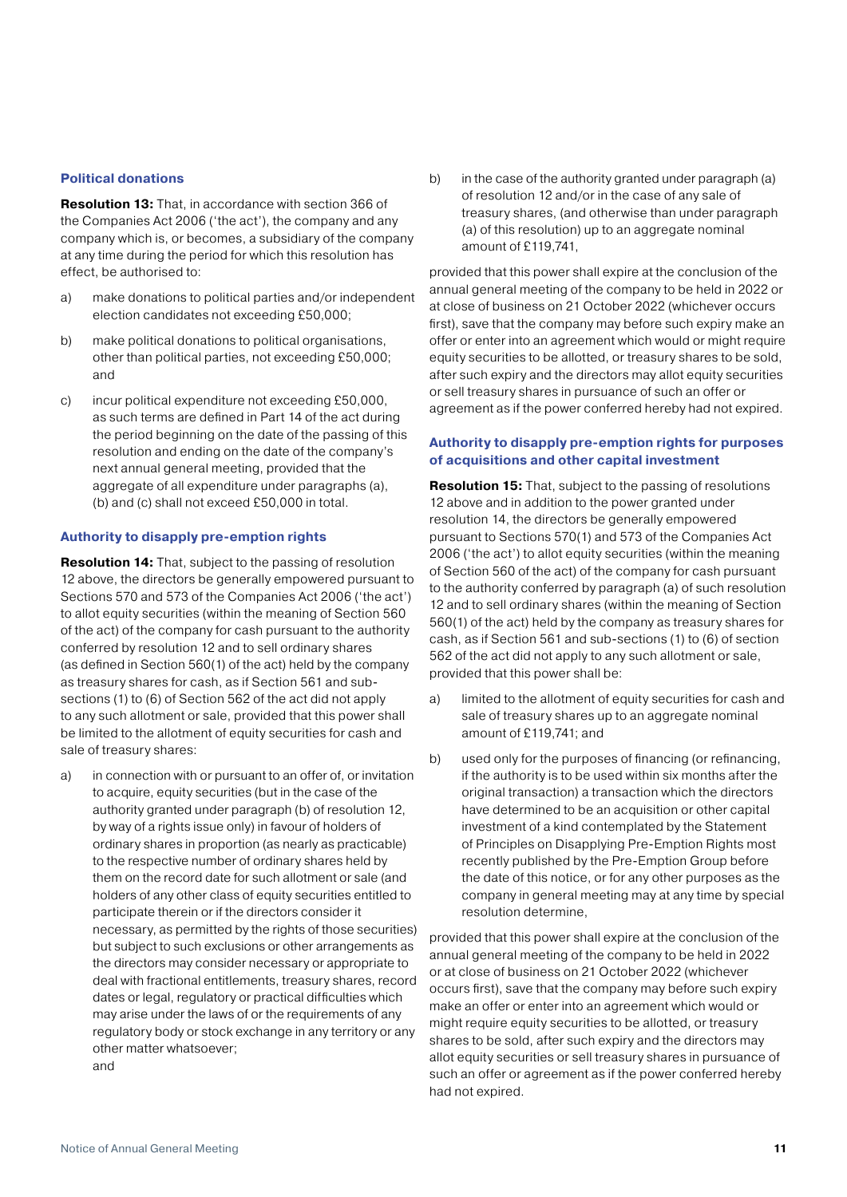### Political donations

**Resolution 13:** That, in accordance with section 366 of the Companies Act 2006 ('the act'), the company and any company which is, or becomes, a subsidiary of the company at any time during the period for which this resolution has effect, be authorised to:

a) make donations to political parties and/or independent election candidates not exceeding £50,000;

b) make political donations to political organisations, other than political parties, not exceeding £50,000; and

c) incur political expenditure not exceeding £50,000, as such terms are defined in Part 14 of the act during the period beginning on the date of the passing of this resolution and ending on the date of the company's next annual general meeting, provided that the aggregate of all expenditure under paragraphs (a), (b) and (c) shall not exceed £50,000 in total.

### Authority to disapply pre-emption rights

**Resolution 14:** That, subject to the passing of resolution 12 above, the directors be generally empowered pursuant to Sections 570 and 573 of the Companies Act 2006 ('the act') to allot equity securities (within the meaning of Section 560 of the act) of the company for cash pursuant to the authority conferred by resolution 12 and to sell ordinary shares (as defined in Section 560(1) of the act) held by the company as treasury shares for cash, as if Section 561 and sub-sections (1) to (6) of Section 562 of the act did not apply to any such allotment or sale, provided that this power shall be limited to the allotment of equity securities for cash and sale of treasury shares:

a) in connection with or pursuant to an offer of, or invitation to acquire, equity securities (but in the case of the authority granted under paragraph (b) of resolution 12, by way of a rights issue only) in favour of holders of ordinary shares in proportion (as nearly as practicable) to the respective number of ordinary shares held by them on the record date for such allotment or sale (and holders of any other class of equity securities entitled to participate therein or if the directors consider it necessary, as permitted by the rights of those securities) but subject to such exclusions or other arrangements as the directors may consider necessary or appropriate to deal with fractional entitlements, treasury shares, record dates or legal, regulatory or practical difficulties which may arise under the laws of or the requirements of any regulatory body or stock exchange in any territory or any other matter whatsoever; and

b) in the case of the authority granted under paragraph (a) of resolution 12 and/or in the case of any sale of treasury shares, (and otherwise than under paragraph (a) of this resolution) up to an aggregate nominal amount of £119,741,

provided that this power shall expire at the conclusion of the annual general meeting of the company to be held in 2022 or at close of business on 21 October 2022 (whichever occurs first), save that the company may before such expiry make an offer or enter into an agreement which would or might require equity securities to be allotted, or treasury shares to be sold, after such expiry and the directors may allot equity securities or sell treasury shares in pursuance of such an offer or agreement as if the power conferred hereby had not expired.

### Authority to disapply pre-emption rights for purposes of acquisitions and other capital investment

**Resolution 15:** That, subject to the passing of resolutions 12 above and in addition to the power granted under resolution 14, the directors be generally empowered pursuant to Sections 570(1) and 573 of the Companies Act 2006 ('the act') to allot equity securities (within the meaning of Section 560 of the act) of the company for cash pursuant to the authority conferred by paragraph (a) of such resolution 12 and to sell ordinary shares (within the meaning of Section 560(1) of the act) held by the company as treasury shares for cash, as if Section 561 and sub-sections (1) to (6) of section 562 of the act did not apply to any such allotment or sale, provided that this power shall be:

a) limited to the allotment of equity securities for cash and sale of treasury shares up to an aggregate nominal amount of £119,741; and

b) used only for the purposes of financing (or refinancing, if the authority is to be used within six months after the original transaction) a transaction which the directors have determined to be an acquisition or other capital investment of a kind contemplated by the Statement of Principles on Disapplying Pre-Emption Rights most recently published by the Pre-Emption Group before the date of this notice, or for any other purposes as the company in general meeting may at any time by special resolution determine,

provided that this power shall expire at the conclusion of the annual general meeting of the company to be held in 2022 or at close of business on 21 October 2022 (whichever occurs first), save that the company may before such expiry make an offer or enter into an agreement which would or might require equity securities to be allotted, or treasury shares to be sold, after such expiry and the directors may allot equity securities or sell treasury shares in pursuance of such an offer or agreement as if the power conferred hereby had not expired.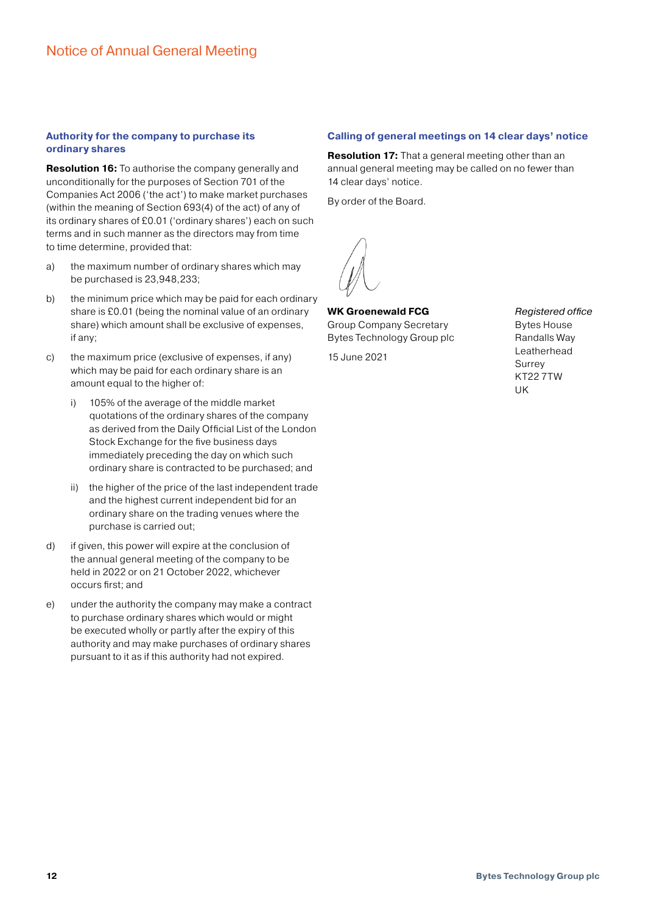# Notice of Annual General Meeting

### Authority for the company to purchase its ordinary shares

**Resolution 16:** To authorise the company generally and unconditionally for the purposes of Section 701 of the Companies Act 2006 ('the act') to make market purchases (within the meaning of Section 693(4) of the act) of any of its ordinary shares of £0.01 ('ordinary shares') each on such terms and in such manner as the directors may from time to time determine, provided that:

a) the maximum number of ordinary shares which may be purchased is 23,948,233;

b) the minimum price which may be paid for each ordinary share is £0.01 (being the nominal value of an ordinary share) which amount shall be exclusive of expenses, if any;

c) the maximum price (exclusive of expenses, if any) which may be paid for each ordinary share is an amount equal to the higher of:

    i) 105% of the average of the middle market quotations of the ordinary shares of the company as derived from the Daily Official List of the London Stock Exchange for the five business days immediately preceding the day on which such ordinary share is contracted to be purchased; and

    ii) the higher of the price of the last independent trade and the highest current independent bid for an ordinary share on the trading venues where the purchase is carried out;

d) if given, this power will expire at the conclusion of the annual general meeting of the company to be held in 2022 or on 21 October 2022, whichever occurs first; and

e) under the authority the company may make a contract to purchase ordinary shares which would or might be executed wholly or partly after the expiry of this authority and may make purchases of ordinary shares pursuant to it as if this authority had not expired.

### Calling of general meetings on 14 clear days' notice

**Resolution 17:** That a general meeting other than an annual general meeting may be called on no fewer than 14 clear days' notice.

By order of the Board.

**WK Groenewald FCG**
Group Company Secretary
Bytes Technology Group plc

15 June 2021

*Registered office*
Bytes House
Randalls Way
Leatherhead
Surrey
KT22 7TW
UK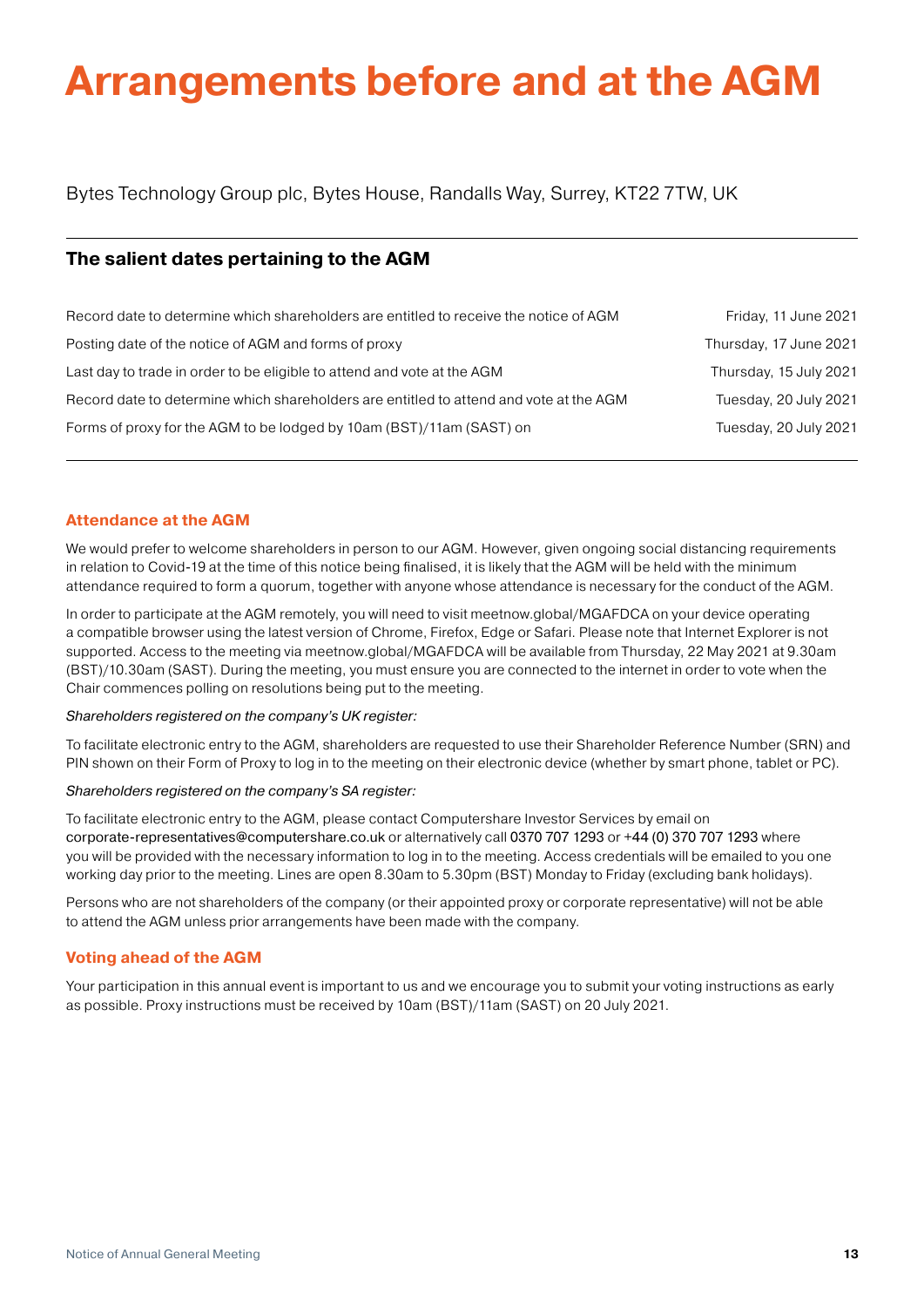# Arrangements before and at the AGM

Bytes Technology Group plc, Bytes House, Randalls Way, Surrey, KT22 7TW, UK

## The salient dates pertaining to the AGM

| | |
|---|---|
| Record date to determine which shareholders are entitled to receive the notice of AGM | Friday, 11 June 2021 |
| Posting date of the notice of AGM and forms of proxy | Thursday, 17 June 2021 |
| Last day to trade in order to be eligible to attend and vote at the AGM | Thursday, 15 July 2021 |
| Record date to determine which shareholders are entitled to attend and vote at the AGM | Tuesday, 20 July 2021 |
| Forms of proxy for the AGM to be lodged by 10am (BST)/11am (SAST) on | Tuesday, 20 July 2021 |

### Attendance at the AGM

We would prefer to welcome shareholders in person to our AGM. However, given ongoing social distancing requirements in relation to Covid-19 at the time of this notice being finalised, it is likely that the AGM will be held with the minimum attendance required to form a quorum, together with anyone whose attendance is necessary for the conduct of the AGM.

In order to participate at the AGM remotely, you will need to visit meetnow.global/MGAFDCA on your device operating a compatible browser using the latest version of Chrome, Firefox, Edge or Safari. Please note that Internet Explorer is not supported. Access to the meeting via meetnow.global/MGAFDCA will be available from Thursday, 22 May 2021 at 9.30am (BST)/10.30am (SAST). During the meeting, you must ensure you are connected to the internet in order to vote when the Chair commences polling on resolutions being put to the meeting.

*Shareholders registered on the company's UK register:*

To facilitate electronic entry to the AGM, shareholders are requested to use their Shareholder Reference Number (SRN) and PIN shown on their Form of Proxy to log in to the meeting on their electronic device (whether by smart phone, tablet or PC).

*Shareholders registered on the company's SA register:*

To facilitate electronic entry to the AGM, please contact Computershare Investor Services by email on corporate-representatives@computershare.co.uk or alternatively call 0370 707 1293 or +44 (0) 370 707 1293 where you will be provided with the necessary information to log in to the meeting. Access credentials will be emailed to you one working day prior to the meeting. Lines are open 8.30am to 5.30pm (BST) Monday to Friday (excluding bank holidays).

Persons who are not shareholders of the company (or their appointed proxy or corporate representative) will not be able to attend the AGM unless prior arrangements have been made with the company.

### Voting ahead of the AGM

Your participation in this annual event is important to us and we encourage you to submit your voting instructions as early as possible. Proxy instructions must be received by 10am (BST)/11am (SAST) on 20 July 2021.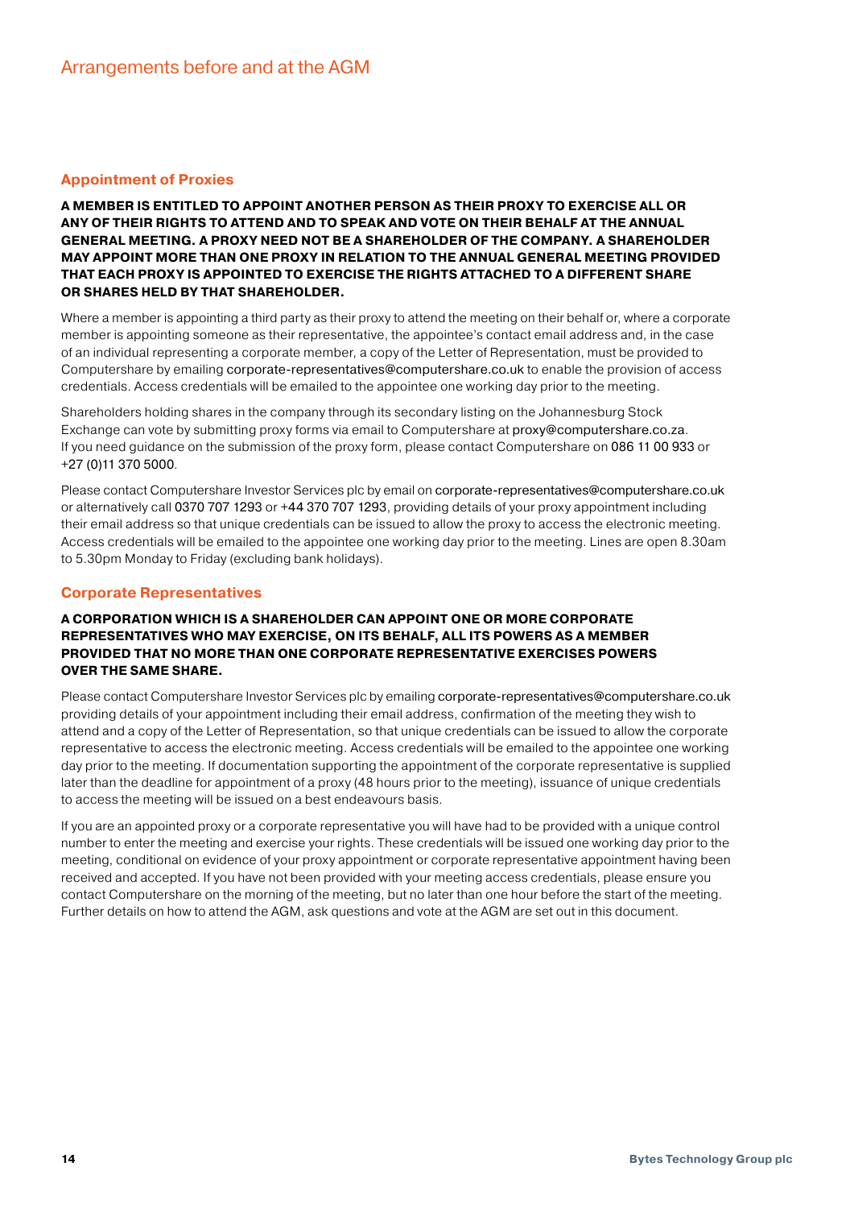# Arrangements before and at the AGM

## Appointment of Proxies

**A MEMBER IS ENTITLED TO APPOINT ANOTHER PERSON AS THEIR PROXY TO EXERCISE ALL OR ANY OF THEIR RIGHTS TO ATTEND AND TO SPEAK AND VOTE ON THEIR BEHALF AT THE ANNUAL GENERAL MEETING. A PROXY NEED NOT BE A SHAREHOLDER OF THE COMPANY. A SHAREHOLDER MAY APPOINT MORE THAN ONE PROXY IN RELATION TO THE ANNUAL GENERAL MEETING PROVIDED THAT EACH PROXY IS APPOINTED TO EXERCISE THE RIGHTS ATTACHED TO A DIFFERENT SHARE OR SHARES HELD BY THAT SHAREHOLDER.**

Where a member is appointing a third party as their proxy to attend the meeting on their behalf or, where a corporate member is appointing someone as their representative, the appointee's contact email address and, in the case of an individual representing a corporate member, a copy of the Letter of Representation, must be provided to Computershare by emailing corporate-representatives@computershare.co.uk to enable the provision of access credentials. Access credentials will be emailed to the appointee one working day prior to the meeting.

Shareholders holding shares in the company through its secondary listing on the Johannesburg Stock Exchange can vote by submitting proxy forms via email to Computershare at proxy@computershare.co.za. If you need guidance on the submission of the proxy form, please contact Computershare on 086 11 00 933 or +27 (0)11 370 5000.

Please contact Computershare Investor Services plc by email on corporate-representatives@computershare.co.uk or alternatively call 0370 707 1293 or +44 370 707 1293, providing details of your proxy appointment including their email address so that unique credentials can be issued to allow the proxy to access the electronic meeting. Access credentials will be emailed to the appointee one working day prior to the meeting. Lines are open 8.30am to 5.30pm Monday to Friday (excluding bank holidays).

## Corporate Representatives

**A CORPORATION WHICH IS A SHAREHOLDER CAN APPOINT ONE OR MORE CORPORATE REPRESENTATIVES WHO MAY EXERCISE, ON ITS BEHALF, ALL ITS POWERS AS A MEMBER PROVIDED THAT NO MORE THAN ONE CORPORATE REPRESENTATIVE EXERCISES POWERS OVER THE SAME SHARE.**

Please contact Computershare Investor Services plc by emailing corporate-representatives@computershare.co.uk providing details of your appointment including their email address, confirmation of the meeting they wish to attend and a copy of the Letter of Representation, so that unique credentials can be issued to allow the corporate representative to access the electronic meeting. Access credentials will be emailed to the appointee one working day prior to the meeting. If documentation supporting the appointment of the corporate representative is supplied later than the deadline for appointment of a proxy (48 hours prior to the meeting), issuance of unique credentials to access the meeting will be issued on a best endeavours basis.

If you are an appointed proxy or a corporate representative you will have had to be provided with a unique control number to enter the meeting and exercise your rights. These credentials will be issued one working day prior to the meeting, conditional on evidence of your proxy appointment or corporate representative appointment having been received and accepted. If you have not been provided with your meeting access credentials, please ensure you contact Computershare on the morning of the meeting, but no later than one hour before the start of the meeting. Further details on how to attend the AGM, ask questions and vote at the AGM are set out in this document.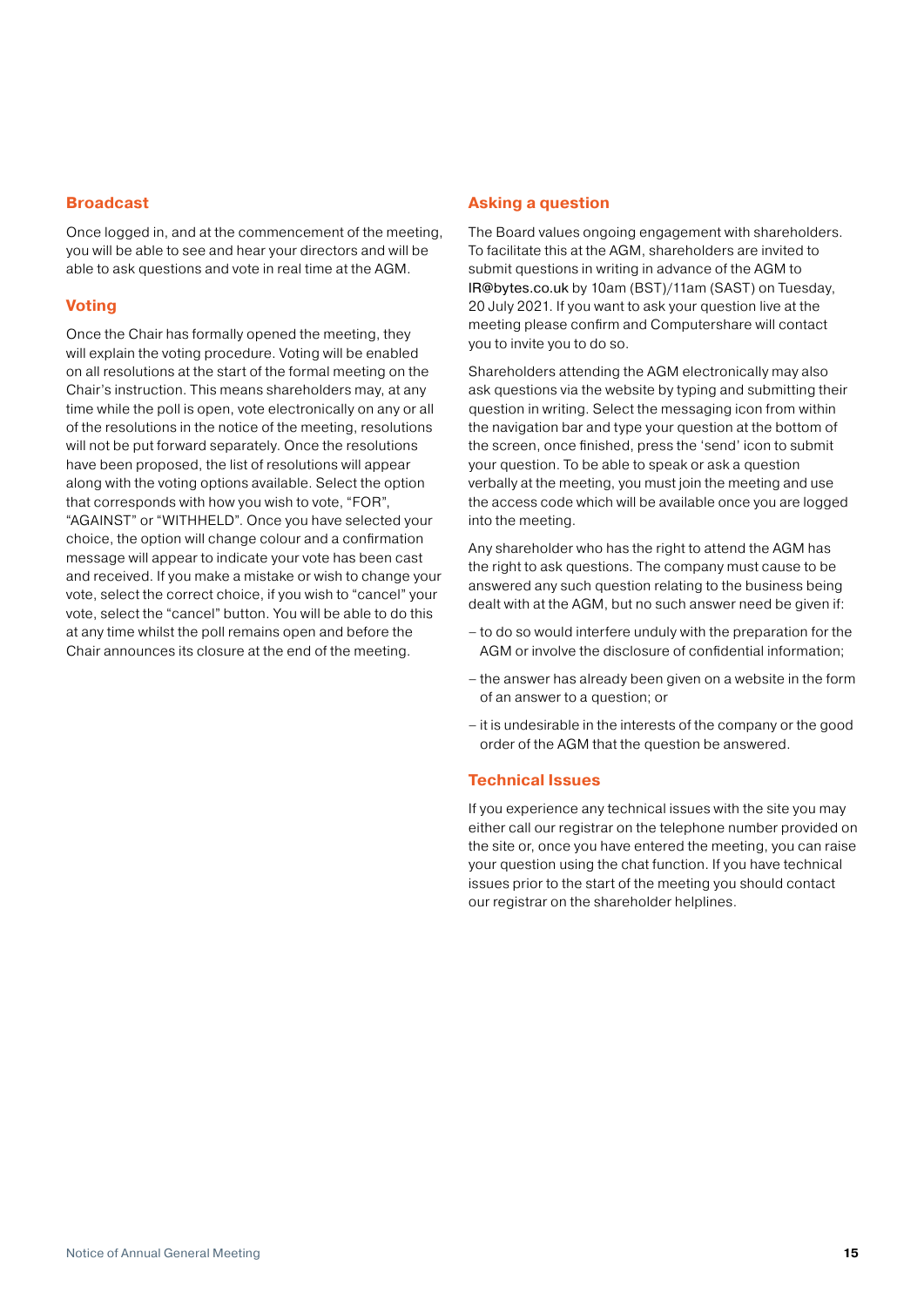### Broadcast

Once logged in, and at the commencement of the meeting, you will be able to see and hear your directors and will be able to ask questions and vote in real time at the AGM.

### Voting

Once the Chair has formally opened the meeting, they will explain the voting procedure. Voting will be enabled on all resolutions at the start of the formal meeting on the Chair's instruction. This means shareholders may, at any time while the poll is open, vote electronically on any or all of the resolutions in the notice of the meeting, resolutions will not be put forward separately. Once the resolutions have been proposed, the list of resolutions will appear along with the voting options available. Select the option that corresponds with how you wish to vote, "FOR", "AGAINST" or "WITHHELD". Once you have selected your choice, the option will change colour and a confirmation message will appear to indicate your vote has been cast and received. If you make a mistake or wish to change your vote, select the correct choice, if you wish to "cancel" your vote, select the "cancel" button. You will be able to do this at any time whilst the poll remains open and before the Chair announces its closure at the end of the meeting.

### Asking a question

The Board values ongoing engagement with shareholders. To facilitate this at the AGM, shareholders are invited to submit questions in writing in advance of the AGM to IR@bytes.co.uk by 10am (BST)/11am (SAST) on Tuesday, 20 July 2021. If you want to ask your question live at the meeting please confirm and Computershare will contact you to invite you to do so.

Shareholders attending the AGM electronically may also ask questions via the website by typing and submitting their question in writing. Select the messaging icon from within the navigation bar and type your question at the bottom of the screen, once finished, press the 'send' icon to submit your question. To be able to speak or ask a question verbally at the meeting, you must join the meeting and use the access code which will be available once you are logged into the meeting.

Any shareholder who has the right to attend the AGM has the right to ask questions. The company must cause to be answered any such question relating to the business being dealt with at the AGM, but no such answer need be given if:

- to do so would interfere unduly with the preparation for the AGM or involve the disclosure of confidential information;
- the answer has already been given on a website in the form of an answer to a question; or
- it is undesirable in the interests of the company or the good order of the AGM that the question be answered.

### Technical Issues

If you experience any technical issues with the site you may either call our registrar on the telephone number provided on the site or, once you have entered the meeting, you can raise your question using the chat function. If you have technical issues prior to the start of the meeting you should contact our registrar on the shareholder helplines.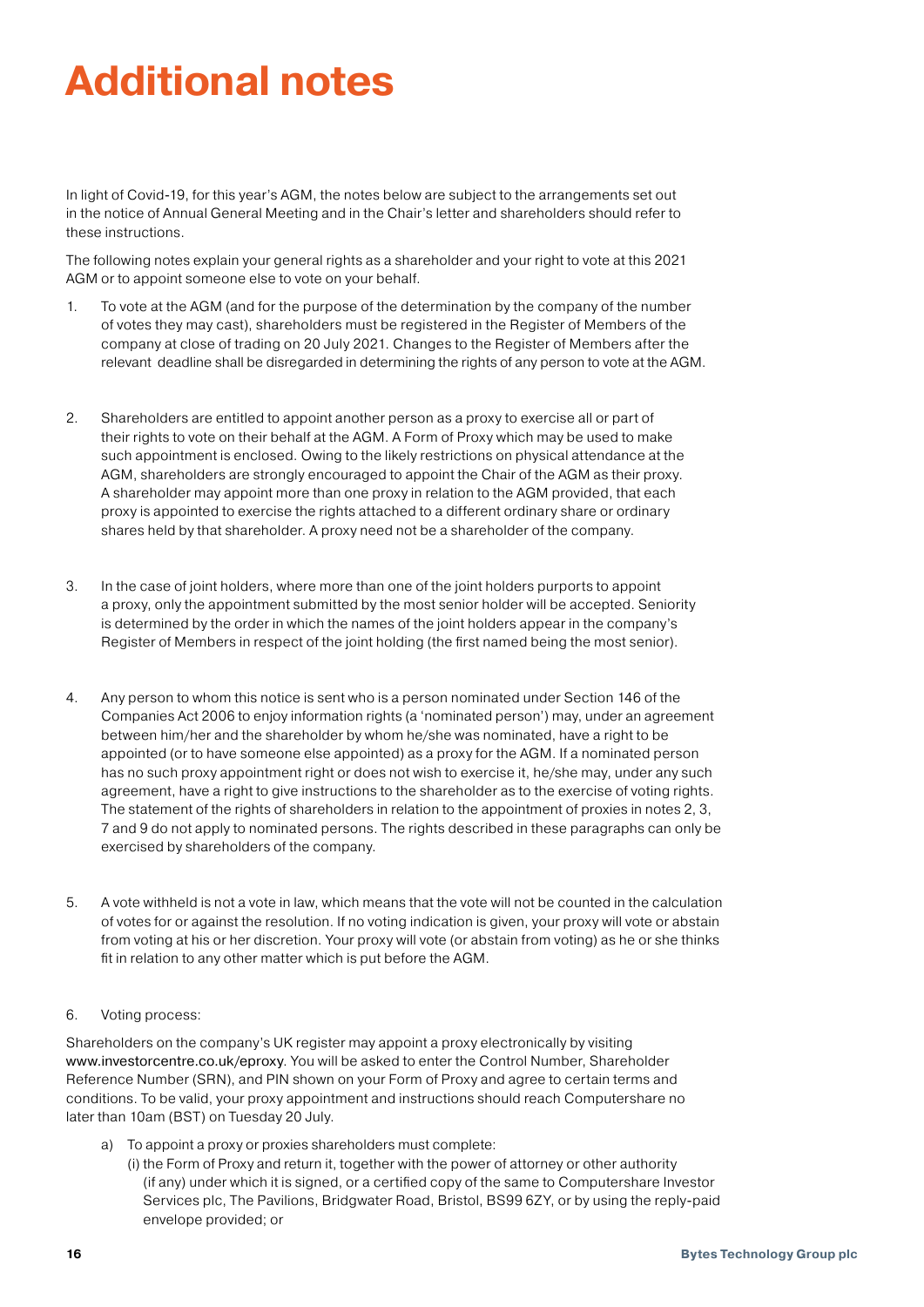# Additional notes

In light of Covid-19, for this year's AGM, the notes below are subject to the arrangements set out in the notice of Annual General Meeting and in the Chair's letter and shareholders should refer to these instructions.

The following notes explain your general rights as a shareholder and your right to vote at this 2021 AGM or to appoint someone else to vote on your behalf.

1. To vote at the AGM (and for the purpose of the determination by the company of the number of votes they may cast), shareholders must be registered in the Register of Members of the company at close of trading on 20 July 2021. Changes to the Register of Members after the relevant deadline shall be disregarded in determining the rights of any person to vote at the AGM.

2. Shareholders are entitled to appoint another person as a proxy to exercise all or part of their rights to vote on their behalf at the AGM. A Form of Proxy which may be used to make such appointment is enclosed. Owing to the likely restrictions on physical attendance at the AGM, shareholders are strongly encouraged to appoint the Chair of the AGM as their proxy. A shareholder may appoint more than one proxy in relation to the AGM provided, that each proxy is appointed to exercise the rights attached to a different ordinary share or ordinary shares held by that shareholder. A proxy need not be a shareholder of the company.

3. In the case of joint holders, where more than one of the joint holders purports to appoint a proxy, only the appointment submitted by the most senior holder will be accepted. Seniority is determined by the order in which the names of the joint holders appear in the company's Register of Members in respect of the joint holding (the first named being the most senior).

4. Any person to whom this notice is sent who is a person nominated under Section 146 of the Companies Act 2006 to enjoy information rights (a 'nominated person') may, under an agreement between him/her and the shareholder by whom he/she was nominated, have a right to be appointed (or to have someone else appointed) as a proxy for the AGM. If a nominated person has no such proxy appointment right or does not wish to exercise it, he/she may, under any such agreement, have a right to give instructions to the shareholder as to the exercise of voting rights. The statement of the rights of shareholders in relation to the appointment of proxies in notes 2, 3, 7 and 9 do not apply to nominated persons. The rights described in these paragraphs can only be exercised by shareholders of the company.

5. A vote withheld is not a vote in law, which means that the vote will not be counted in the calculation of votes for or against the resolution. If no voting indication is given, your proxy will vote or abstain from voting at his or her discretion. Your proxy will vote (or abstain from voting) as he or she thinks fit in relation to any other matter which is put before the AGM.

6. Voting process:

Shareholders on the company's UK register may appoint a proxy electronically by visiting www.investorcentre.co.uk/eproxy. You will be asked to enter the Control Number, Shareholder Reference Number (SRN), and PIN shown on your Form of Proxy and agree to certain terms and conditions. To be valid, your proxy appointment and instructions should reach Computershare no later than 10am (BST) on Tuesday 20 July.

a) To appoint a proxy or proxies shareholders must complete:
   (i) the Form of Proxy and return it, together with the power of attorney or other authority (if any) under which it is signed, or a certified copy of the same to Computershare Investor Services plc, The Pavilions, Bridgwater Road, Bristol, BS99 6ZY, or by using the reply-paid envelope provided; or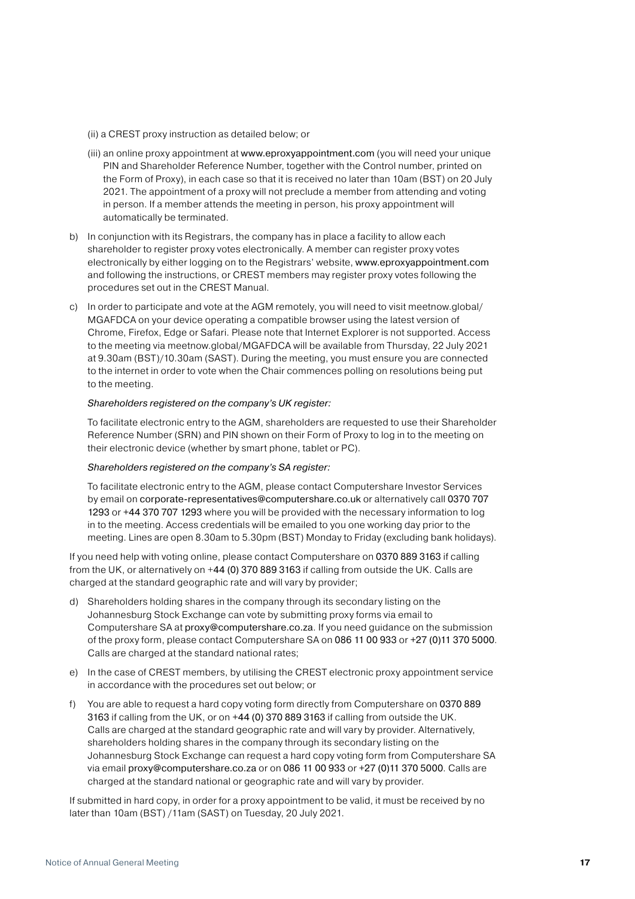(ii) a CREST proxy instruction as detailed below; or

(iii) an online proxy appointment at www.eproxyappointment.com (you will need your unique PIN and Shareholder Reference Number, together with the Control number, printed on the Form of Proxy), in each case so that it is received no later than 10am (BST) on 20 July 2021. The appointment of a proxy will not preclude a member from attending and voting in person. If a member attends the meeting in person, his proxy appointment will automatically be terminated.

b) In conjunction with its Registrars, the company has in place a facility to allow each shareholder to register proxy votes electronically. A member can register proxy votes electronically by either logging on to the Registrars' website, www.eproxyappointment.com and following the instructions, or CREST members may register proxy votes following the procedures set out in the CREST Manual.

c) In order to participate and vote at the AGM remotely, you will need to visit meetnow.global/MGAFDCA on your device operating a compatible browser using the latest version of Chrome, Firefox, Edge or Safari. Please note that Internet Explorer is not supported. Access to the meeting via meetnow.global/MGAFDCA will be available from Thursday, 22 July 2021 at 9.30am (BST)/10.30am (SAST). During the meeting, you must ensure you are connected to the internet in order to vote when the Chair commences polling on resolutions being put to the meeting.

   *Shareholders registered on the company's UK register:*

   To facilitate electronic entry to the AGM, shareholders are requested to use their Shareholder Reference Number (SRN) and PIN shown on their Form of Proxy to log in to the meeting on their electronic device (whether by smart phone, tablet or PC).

   *Shareholders registered on the company's SA register:*

   To facilitate electronic entry to the AGM, please contact Computershare Investor Services by email on corporate-representatives@computershare.co.uk or alternatively call 0370 707 1293 or +44 370 707 1293 where you will be provided with the necessary information to log in to the meeting. Access credentials will be emailed to you one working day prior to the meeting. Lines are open 8.30am to 5.30pm (BST) Monday to Friday (excluding bank holidays).

If you need help with voting online, please contact Computershare on 0370 889 3163 if calling from the UK, or alternatively on +44 (0) 370 889 3163 if calling from outside the UK. Calls are charged at the standard geographic rate and will vary by provider;

d) Shareholders holding shares in the company through its secondary listing on the Johannesburg Stock Exchange can vote by submitting proxy forms via email to Computershare SA at proxy@computershare.co.za. If you need guidance on the submission of the proxy form, please contact Computershare SA on 086 11 00 933 or +27 (0)11 370 5000. Calls are charged at the standard national rates;

e) In the case of CREST members, by utilising the CREST electronic proxy appointment service in accordance with the procedures set out below; or

f) You are able to request a hard copy voting form directly from Computershare on 0370 889 3163 if calling from the UK, or on +44 (0) 370 889 3163 if calling from outside the UK. Calls are charged at the standard geographic rate and will vary by provider. Alternatively, shareholders holding shares in the company through its secondary listing on the Johannesburg Stock Exchange can request a hard copy voting form from Computershare SA via email proxy@computershare.co.za or on 086 11 00 933 or +27 (0)11 370 5000. Calls are charged at the standard national or geographic rate and will vary by provider.

If submitted in hard copy, in order for a proxy appointment to be valid, it must be received by no later than 10am (BST) /11am (SAST) on Tuesday, 20 July 2021.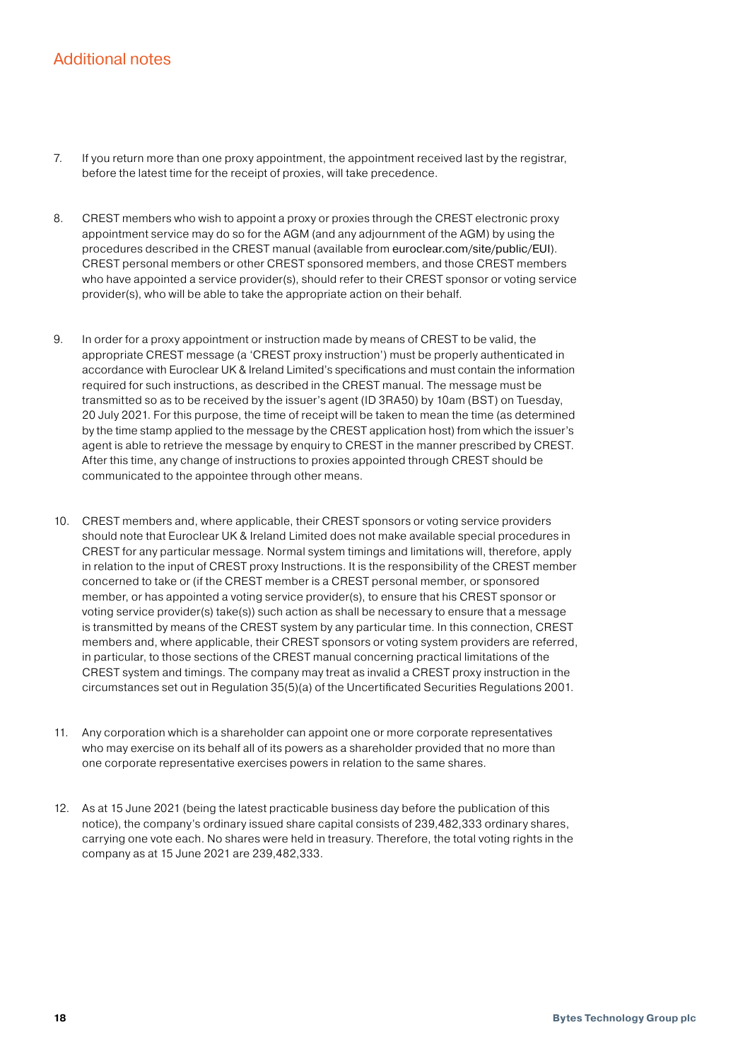## Additional notes

7. If you return more than one proxy appointment, the appointment received last by the registrar, before the latest time for the receipt of proxies, will take precedence.

8. CREST members who wish to appoint a proxy or proxies through the CREST electronic proxy appointment service may do so for the AGM (and any adjournment of the AGM) by using the procedures described in the CREST manual (available from euroclear.com/site/public/EUI). CREST personal members or other CREST sponsored members, and those CREST members who have appointed a service provider(s), should refer to their CREST sponsor or voting service provider(s), who will be able to take the appropriate action on their behalf.

9. In order for a proxy appointment or instruction made by means of CREST to be valid, the appropriate CREST message (a 'CREST proxy instruction') must be properly authenticated in accordance with Euroclear UK & Ireland Limited's specifications and must contain the information required for such instructions, as described in the CREST manual. The message must be transmitted so as to be received by the issuer's agent (ID 3RA50) by 10am (BST) on Tuesday, 20 July 2021. For this purpose, the time of receipt will be taken to mean the time (as determined by the time stamp applied to the message by the CREST application host) from which the issuer's agent is able to retrieve the message by enquiry to CREST in the manner prescribed by CREST. After this time, any change of instructions to proxies appointed through CREST should be communicated to the appointee through other means.

10. CREST members and, where applicable, their CREST sponsors or voting service providers should note that Euroclear UK & Ireland Limited does not make available special procedures in CREST for any particular message. Normal system timings and limitations will, therefore, apply in relation to the input of CREST proxy Instructions. It is the responsibility of the CREST member concerned to take or (if the CREST member is a CREST personal member, or sponsored member, or has appointed a voting service provider(s), to ensure that his CREST sponsor or voting service provider(s) take(s)) such action as shall be necessary to ensure that a message is transmitted by means of the CREST system by any particular time. In this connection, CREST members and, where applicable, their CREST sponsors or voting system providers are referred, in particular, to those sections of the CREST manual concerning practical limitations of the CREST system and timings. The company may treat as invalid a CREST proxy instruction in the circumstances set out in Regulation 35(5)(a) of the Uncertificated Securities Regulations 2001.

11. Any corporation which is a shareholder can appoint one or more corporate representatives who may exercise on its behalf all of its powers as a shareholder provided that no more than one corporate representative exercises powers in relation to the same shares.

12. As at 15 June 2021 (being the latest practicable business day before the publication of this notice), the company's ordinary issued share capital consists of 239,482,333 ordinary shares, carrying one vote each. No shares were held in treasury. Therefore, the total voting rights in the company as at 15 June 2021 are 239,482,333.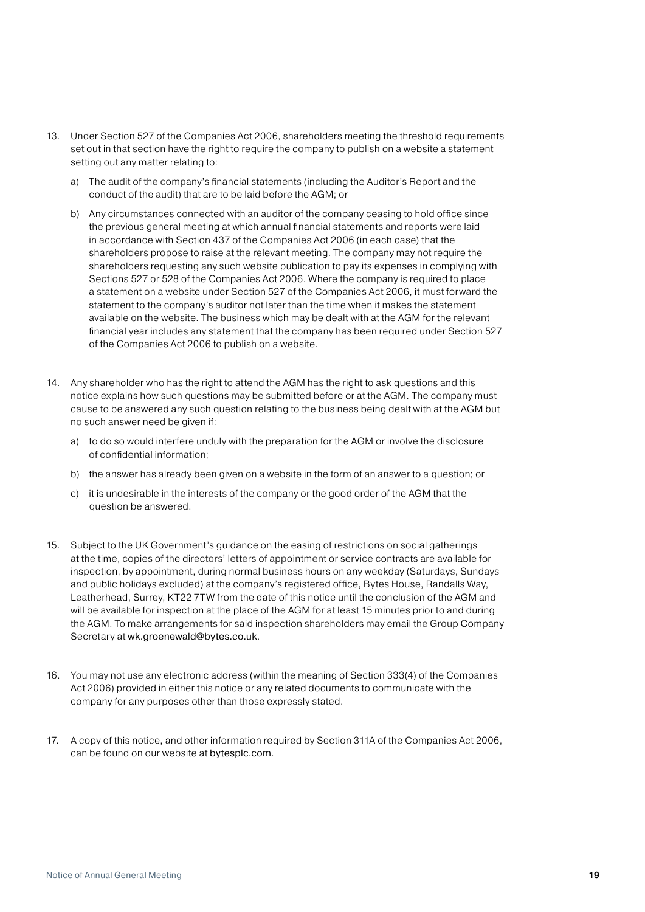13. Under Section 527 of the Companies Act 2006, shareholders meeting the threshold requirements set out in that section have the right to require the company to publish on a website a statement setting out any matter relating to:

    a) The audit of the company's financial statements (including the Auditor's Report and the conduct of the audit) that are to be laid before the AGM; or

    b) Any circumstances connected with an auditor of the company ceasing to hold office since the previous general meeting at which annual financial statements and reports were laid in accordance with Section 437 of the Companies Act 2006 (in each case) that the shareholders propose to raise at the relevant meeting. The company may not require the shareholders requesting any such website publication to pay its expenses in complying with Sections 527 or 528 of the Companies Act 2006. Where the company is required to place a statement on a website under Section 527 of the Companies Act 2006, it must forward the statement to the company's auditor not later than the time when it makes the statement available on the website. The business which may be dealt with at the AGM for the relevant financial year includes any statement that the company has been required under Section 527 of the Companies Act 2006 to publish on a website.

14. Any shareholder who has the right to attend the AGM has the right to ask questions and this notice explains how such questions may be submitted before or at the AGM. The company must cause to be answered any such question relating to the business being dealt with at the AGM but no such answer need be given if:

    a) to do so would interfere unduly with the preparation for the AGM or involve the disclosure of confidential information;

    b) the answer has already been given on a website in the form of an answer to a question; or

    c) it is undesirable in the interests of the company or the good order of the AGM that the question be answered.

15. Subject to the UK Government's guidance on the easing of restrictions on social gatherings at the time, copies of the directors' letters of appointment or service contracts are available for inspection, by appointment, during normal business hours on any weekday (Saturdays, Sundays and public holidays excluded) at the company's registered office, Bytes House, Randalls Way, Leatherhead, Surrey, KT22 7TW from the date of this notice until the conclusion of the AGM and will be available for inspection at the place of the AGM for at least 15 minutes prior to and during the AGM. To make arrangements for said inspection shareholders may email the Group Company Secretary at wk.groenewald@bytes.co.uk.

16. You may not use any electronic address (within the meaning of Section 333(4) of the Companies Act 2006) provided in either this notice or any related documents to communicate with the company for any purposes other than those expressly stated.

17. A copy of this notice, and other information required by Section 311A of the Companies Act 2006, can be found on our website at bytesplc.com.